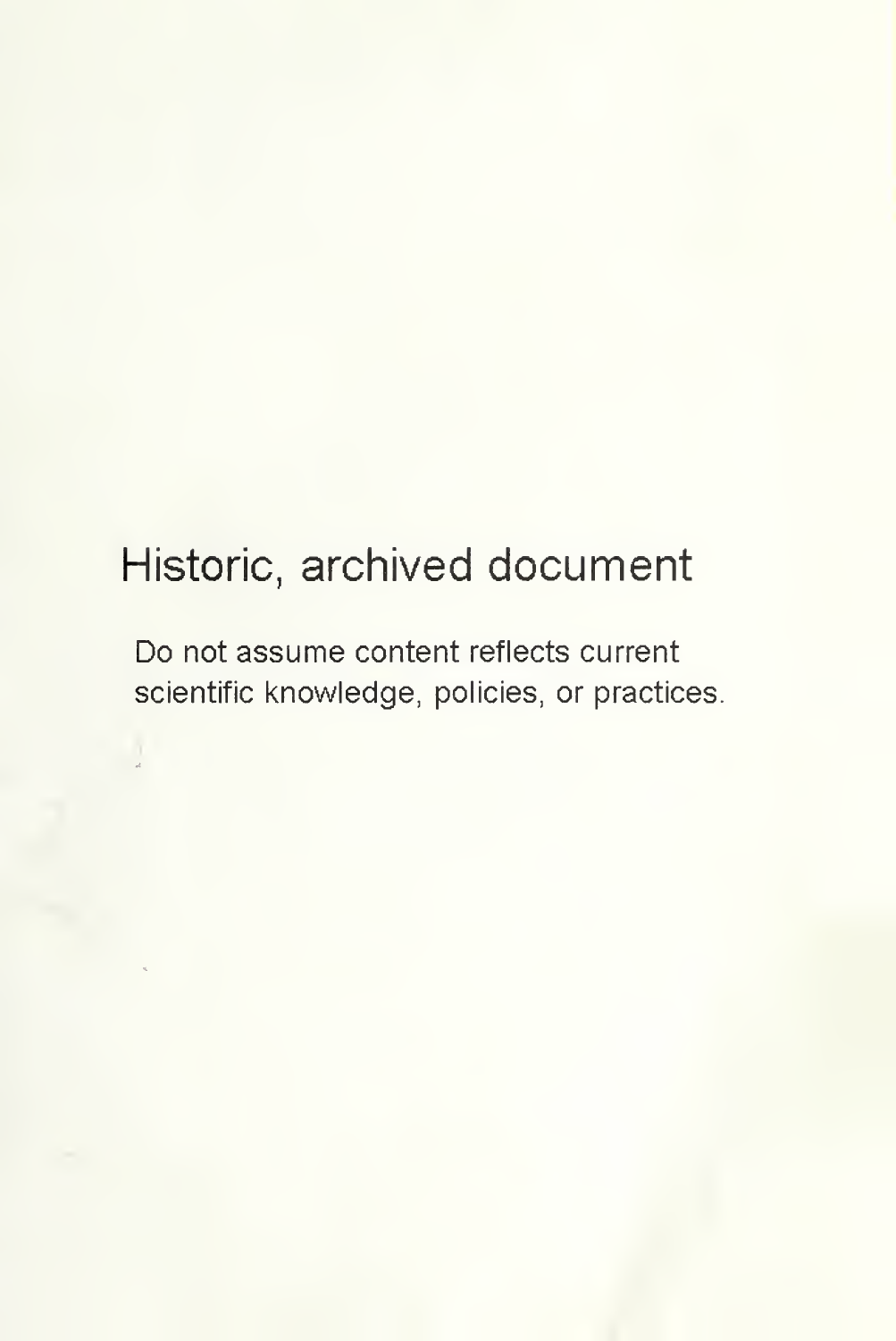# Historic, archived document

Do not assume content reflects current scientific knowledge, policies, or practices.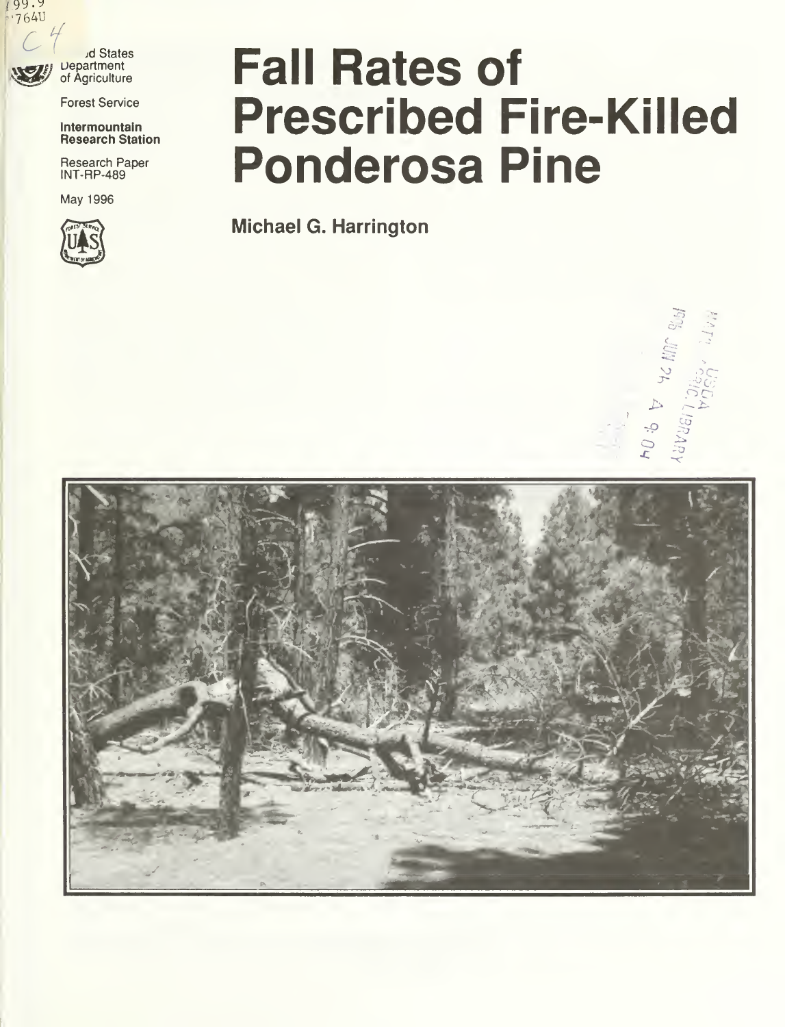United States Department of Agriculture

Forest Service

Intermountain Research Station

Research Paper INT-RP-489

May 1996

# Fall Rates of Prescribed Fire-Killed Ponderosa Pine

**Michael G. Harrington**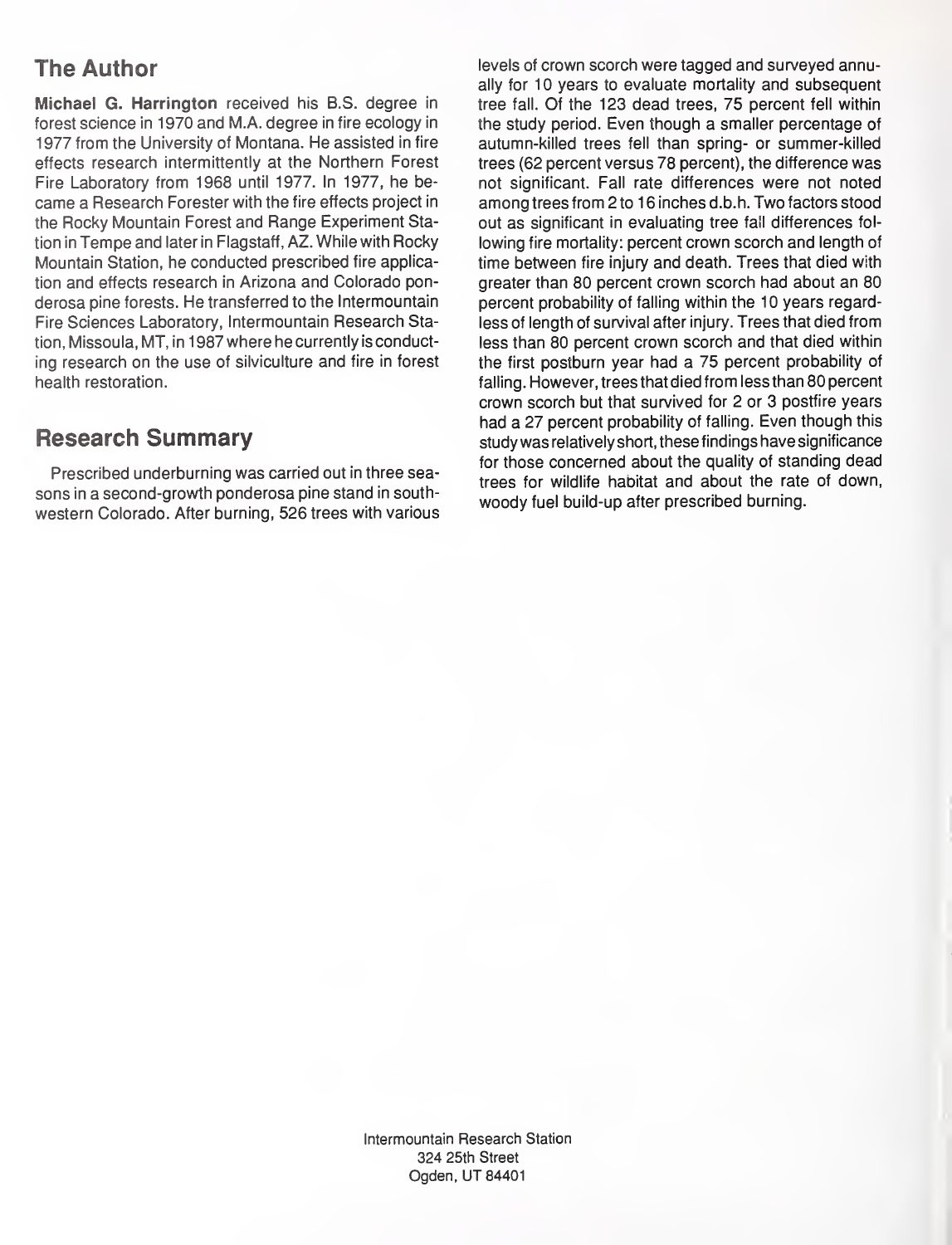## The Author

**Michael G. Harrington** received his B.S. degree in forest science in 1970 and M.A. degree in fire ecology in 1977 from the University of Montana. He assisted in fire effects research intermittently at the Northern Forest Fire Laboratory from 1968 until 1977. In 1977, he became a Research Forester with the fire effects project in the Rocky Mountain Forest and Range Experiment Station in Tempe and later in Flagstaff, AZ. While with Rocky Mountain Station, he conducted prescribed fire application and effects research in Arizona and Colorado ponderosa pine forests. He transferred to the Intermountain Fire Sciences Laboratory, Intermountain Research Station, Missoula, MT, in 1987 where he currently is conducting research on the use of silviculture and fire in forest health restoration.

## Research Summary

Prescribed underburning was carried out in three seasons in a second-growth ponderosa pine stand in southwestern Colorado. After burning, 526 trees with various levels of crown scorch were tagged and surveyed annually for 10 years to evaluate mortality and subsequent tree fall. Of the 123 dead trees, 75 percent fell within the study period. Even though a smaller percentage of autumn-killed trees fell than spring- or summer-killed trees (62 percent versus 78 percent), the difference was not significant. Fall rate differences were not noted among trees from 2 to 16 inches d.b.h. Two factors stood out as significant in evaluating tree fall differences following fire mortality: percent crown scorch and length of time between fire injury and death. Trees that died with greater than 80 percent crown scorch had about an 80 percent probability of falling within the 10 years regardless of length of survival after injury. Trees that died from less than 80 percent crown scorch and that died within the first postburn year had a 75 percent probability of falling. However, trees that died from less than 80 percent crown scorch but that survived for 2 or 3 postfire years had a 27 percent probability of falling. Even though this study was relatively short, these findings have significance for those concerned about the quality of standing dead trees for wildlife habitat and about the rate of down, woody fuel build-up after prescribed burning.

Intermountain Research Station
324 25th Street
Ogden, UT 84401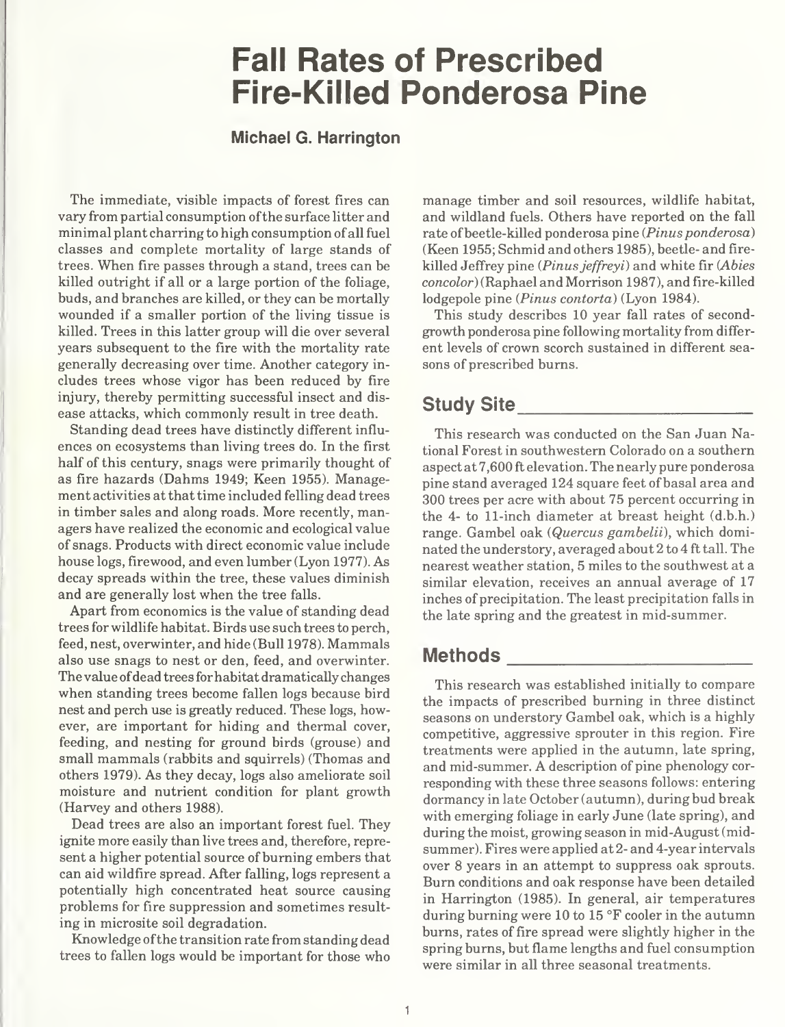# Fall Rates of Prescribed Fire-Killed Ponderosa Pine

**Michael G. Harrington**

The immediate, visible impacts of forest fires can vary from partial consumption of the surface litter and minimal plant charring to high consumption of all fuel classes and complete mortality of large stands of trees. When fire passes through a stand, trees can be killed outright if all or a large portion of the foliage, buds, and branches are killed, or they can be mortally wounded if a smaller portion of the living tissue is killed. Trees in this latter group will die over several years subsequent to the fire with the mortality rate generally decreasing over time. Another category includes trees whose vigor has been reduced by fire injury, thereby permitting successful insect and disease attacks, which commonly result in tree death.

Standing dead trees have distinctly different influences on ecosystems than living trees do. In the first half of this century, snags were primarily thought of as fire hazards (Dahms 1949; Keen 1955). Management activities at that time included felling dead trees in timber sales and along roads. More recently, managers have realized the economic and ecological value of snags. Products with direct economic value include house logs, firewood, and even lumber (Lyon 1977). As decay spreads within the tree, these values diminish and are generally lost when the tree falls.

Apart from economics is the value of standing dead trees for wildlife habitat. Birds use such trees to perch, feed, nest, overwinter, and hide (Bull 1978). Mammals also use snags to nest or den, feed, and overwinter. The value of dead trees for habitat dramatically changes when standing trees become fallen logs because bird nest and perch use is greatly reduced. These logs, however, are important for hiding and thermal cover, feeding, and nesting for ground birds (grouse) and small mammals (rabbits and squirrels) (Thomas and others 1979). As they decay, logs also ameliorate soil moisture and nutrient condition for plant growth (Harvey and others 1988).

Dead trees are also an important forest fuel. They ignite more easily than live trees and, therefore, represent a higher potential source of burning embers that can aid wildfire spread. After falling, logs represent a potentially high concentrated heat source causing problems for fire suppression and sometimes resulting in microsite soil degradation.

Knowledge of the transition rate from standing dead trees to fallen logs would be important for those who manage timber and soil resources, wildlife habitat, and wildland fuels. Others have reported on the fall rate of beetle-killed ponderosa pine (*Pinus ponderosa*) (Keen 1955; Schmid and others 1985), beetle- and fire-killed Jeffrey pine (*Pinus jeffreyi*) and white fir (*Abies concolor*) (Raphael and Morrison 1987), and fire-killed lodgepole pine (*Pinus contorta*) (Lyon 1984).

This study describes 10 year fall rates of second-growth ponderosa pine following mortality from different levels of crown scorch sustained in different seasons of prescribed burns.

## Study Site

This research was conducted on the San Juan National Forest in southwestern Colorado on a southern aspect at 7,600 ft elevation. The nearly pure ponderosa pine stand averaged 124 square feet of basal area and 300 trees per acre with about 75 percent occurring in the 4- to 11-inch diameter at breast height (d.b.h.) range. Gambel oak (*Quercus gambelii*), which dominated the understory, averaged about 2 to 4 ft tall. The nearest weather station, 5 miles to the southwest at a similar elevation, receives an annual average of 17 inches of precipitation. The least precipitation falls in the late spring and the greatest in mid-summer.

## Methods

This research was established initially to compare the impacts of prescribed burning in three distinct seasons on understory Gambel oak, which is a highly competitive, aggressive sprouter in this region. Fire treatments were applied in the autumn, late spring, and mid-summer. A description of pine phenology corresponding with these three seasons follows: entering dormancy in late October (autumn), during bud break with emerging foliage in early June (late spring), and during the moist, growing season in mid-August (mid-summer). Fires were applied at 2- and 4-year intervals over 8 years in an attempt to suppress oak sprouts. Burn conditions and oak response have been detailed in Harrington (1985). In general, air temperatures during burning were 10 to 15 °F cooler in the autumn burns, rates of fire spread were slightly higher in the spring burns, but flame lengths and fuel consumption were similar in all three seasonal treatments.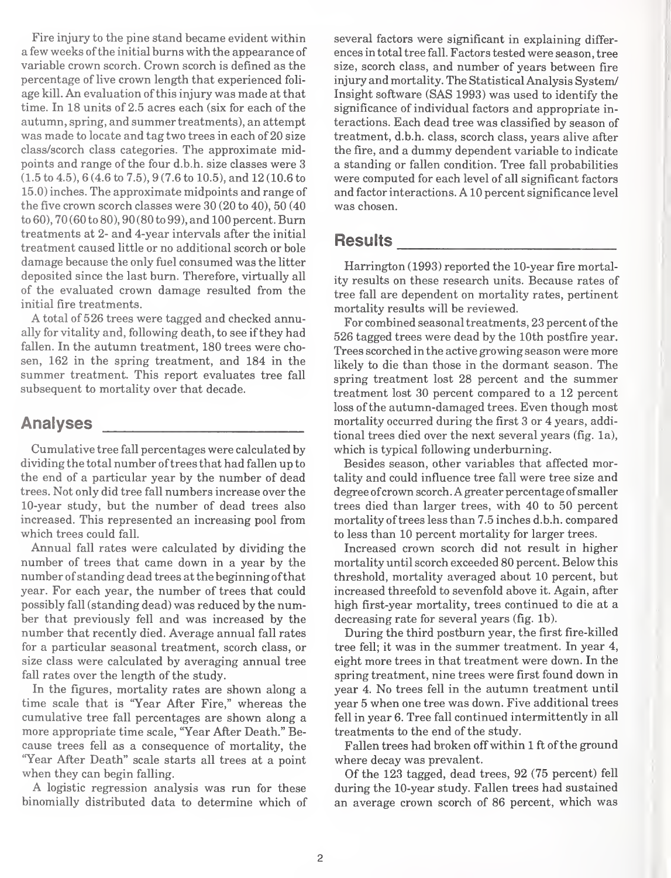Fire injury to the pine stand became evident within a few weeks of the initial burns with the appearance of variable crown scorch. Crown scorch is defined as the percentage of live crown length that experienced foliage kill. An evaluation of this injury was made at that time. In 18 units of 2.5 acres each (six for each of the autumn, spring, and summer treatments), an attempt was made to locate and tag two trees in each of 20 size class/scorch class categories. The approximate midpoints and range of the four d.b.h. size classes were 3 (1.5 to 4.5), 6 (4.6 to 7.5), 9 (7.6 to 10.5), and 12 (10.6 to 15.0) inches. The approximate midpoints and range of the five crown scorch classes were 30 (20 to 40), 50 (40 to 60), 70 (60 to 80), 90 (80 to 99), and 100 percent. Burn treatments at 2- and 4-year intervals after the initial treatment caused little or no additional scorch or bole damage because the only fuel consumed was the litter deposited since the last burn. Therefore, virtually all of the evaluated crown damage resulted from the initial fire treatments.

A total of 526 trees were tagged and checked annually for vitality and, following death, to see if they had fallen. In the autumn treatment, 180 trees were chosen, 162 in the spring treatment, and 184 in the summer treatment. This report evaluates tree fall subsequent to mortality over that decade.

## Analyses

Cumulative tree fall percentages were calculated by dividing the total number of trees that had fallen up to the end of a particular year by the number of dead trees. Not only did tree fall numbers increase over the 10-year study, but the number of dead trees also increased. This represented an increasing pool from which trees could fall.

Annual fall rates were calculated by dividing the number of trees that came down in a year by the number of standing dead trees at the beginning of that year. For each year, the number of trees that could possibly fall (standing dead) was reduced by the number that previously fell and was increased by the number that recently died. Average annual fall rates for a particular seasonal treatment, scorch class, or size class were calculated by averaging annual tree fall rates over the length of the study.

In the figures, mortality rates are shown along a time scale that is "Year After Fire," whereas the cumulative tree fall percentages are shown along a more appropriate time scale, "Year After Death." Because trees fell as a consequence of mortality, the "Year After Death" scale starts all trees at a point when they can begin falling.

A logistic regression analysis was run for these binomially distributed data to determine which of several factors were significant in explaining differences in total tree fall. Factors tested were season, tree size, scorch class, and number of years between fire injury and mortality. The Statistical Analysis System/Insight software (SAS 1993) was used to identify the significance of individual factors and appropriate interactions. Each dead tree was classified by season of treatment, d.b.h. class, scorch class, years alive after the fire, and a dummy dependent variable to indicate a standing or fallen condition. Tree fall probabilities were computed for each level of all significant factors and factor interactions. A 10 percent significance level was chosen.

## Results

Harrington (1993) reported the 10-year fire mortality results on these research units. Because rates of tree fall are dependent on mortality rates, pertinent mortality results will be reviewed.

For combined seasonal treatments, 23 percent of the 526 tagged trees were dead by the 10th postfire year. Trees scorched in the active growing season were more likely to die than those in the dormant season. The spring treatment lost 28 percent and the summer treatment lost 30 percent compared to a 12 percent loss of the autumn-damaged trees. Even though most mortality occurred during the first 3 or 4 years, additional trees died over the next several years (fig. 1a), which is typical following underburning.

Besides season, other variables that affected mortality and could influence tree fall were tree size and degree of crown scorch. A greater percentage of smaller trees died than larger trees, with 40 to 50 percent mortality of trees less than 7.5 inches d.b.h. compared to less than 10 percent mortality for larger trees.

Increased crown scorch did not result in higher mortality until scorch exceeded 80 percent. Below this threshold, mortality averaged about 10 percent, but increased threefold to sevenfold above it. Again, after high first-year mortality, trees continued to die at a decreasing rate for several years (fig. 1b).

During the third postburn year, the first fire-killed tree fell; it was in the summer treatment. In year 4, eight more trees in that treatment were down. In the spring treatment, nine trees were first found down in year 4. No trees fell in the autumn treatment until year 5 when one tree was down. Five additional trees fell in year 6. Tree fall continued intermittently in all treatments to the end of the study.

Fallen trees had broken off within 1 ft of the ground where decay was prevalent.

Of the 123 tagged, dead trees, 92 (75 percent) fell during the 10-year study. Fallen trees had sustained an average crown scorch of 86 percent, which was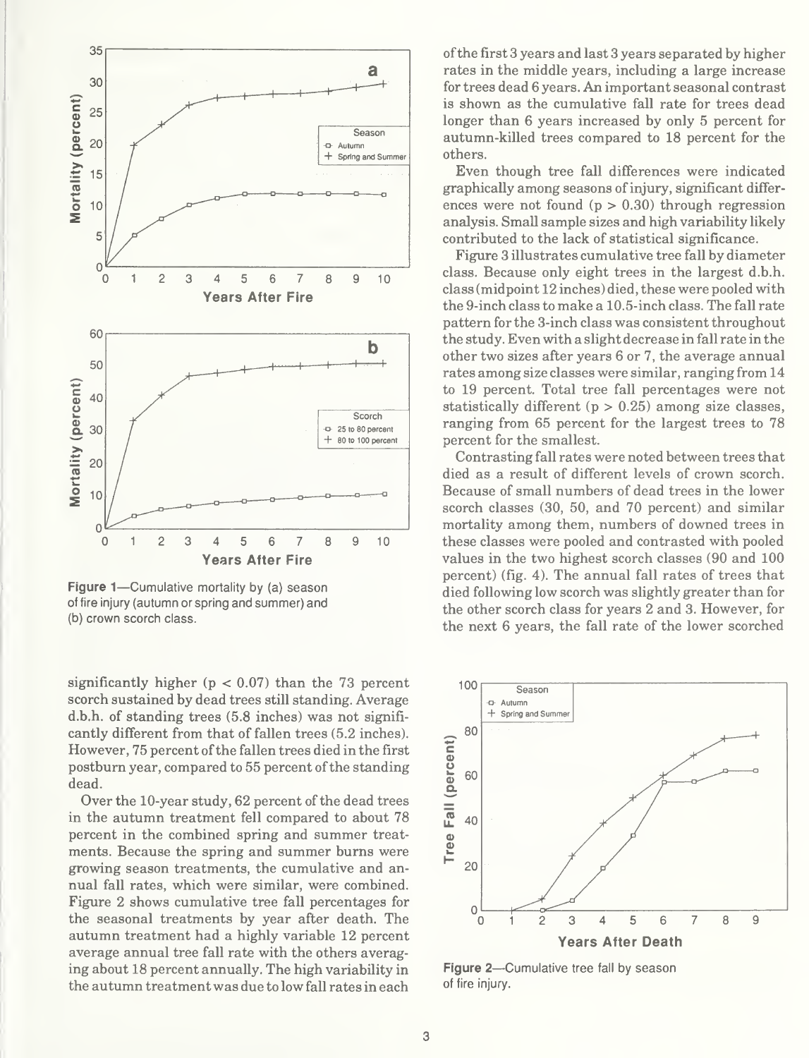Figure 1—Cumulative mortality by (a) season of fire injury (autumn or spring and summer) and (b) crown scorch class.

significantly higher ($p < 0.07$) than the 73 percent scorch sustained by dead trees still standing. Average d.b.h. of standing trees (5.8 inches) was not significantly different from that of fallen trees (5.2 inches). However, 75 percent of the fallen trees died in the first postburn year, compared to 55 percent of the standing dead.

Over the 10-year study, 62 percent of the dead trees in the autumn treatment fell compared to about 78 percent in the combined spring and summer treatments. Because the spring and summer burns were growing season treatments, the cumulative and annual fall rates, which were similar, were combined. Figure 2 shows cumulative tree fall percentages for the seasonal treatments by year after death. The autumn treatment had a highly variable 12 percent average annual tree fall rate with the others averaging about 18 percent annually. The high variability in the autumn treatment was due to low fall rates in each of the first 3 years and last 3 years separated by higher rates in the middle years, including a large increase for trees dead 6 years. An important seasonal contrast is shown as the cumulative fall rate for trees dead longer than 6 years increased by only 5 percent for autumn-killed trees compared to 18 percent for the others.

Even though tree fall differences were indicated graphically among seasons of injury, significant differences were not found ($p > 0.30$) through regression analysis. Small sample sizes and high variability likely contributed to the lack of statistical significance.

Figure 3 illustrates cumulative tree fall by diameter class. Because only eight trees in the largest d.b.h. class (midpoint 12 inches) died, these were pooled with the 9-inch class to make a 10.5-inch class. The fall rate pattern for the 3-inch class was consistent throughout the study. Even with a slight decrease in fall rate in the other two sizes after years 6 or 7, the average annual rates among size classes were similar, ranging from 14 to 19 percent. Total tree fall percentages were not statistically different ($p > 0.25$) among size classes, ranging from 65 percent for the largest trees to 78 percent for the smallest.

Contrasting fall rates were noted between trees that died as a result of different levels of crown scorch. Because of small numbers of dead trees in the lower scorch classes (30, 50, and 70 percent) and similar mortality among them, numbers of downed trees in these classes were pooled and contrasted with pooled values in the two highest scorch classes (90 and 100 percent) (fig. 4). The annual fall rates of trees that died following low scorch was slightly greater than for the other scorch class for years 2 and 3. However, for the next 6 years, the fall rate of the lower scorched

Figure 2—Cumulative tree fall by season of fire injury.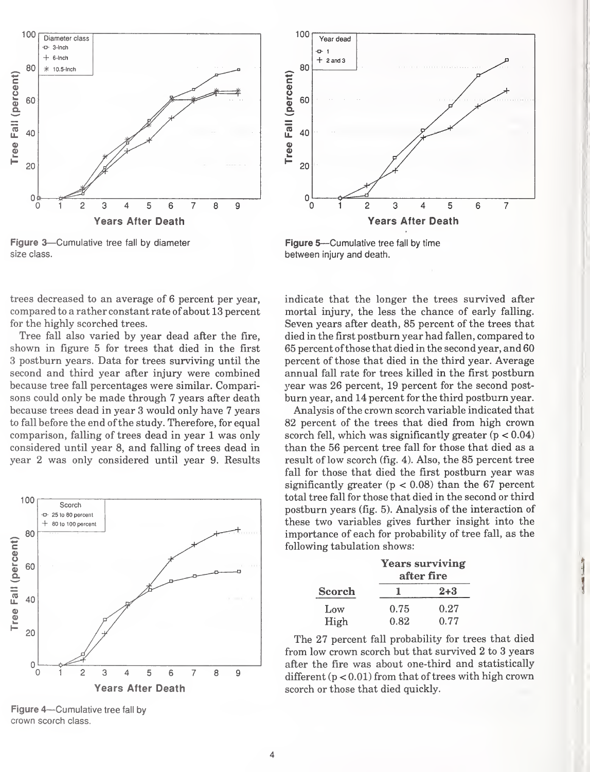Figure 3—Cumulative tree fall by diameter size class.

Figure 5—Cumulative tree fall by time between injury and death.

trees decreased to an average of 6 percent per year, compared to a rather constant rate of about 13 percent for the highly scorched trees.

Tree fall also varied by year dead after the fire, shown in figure 5 for trees that died in the first 3 postburn years. Data for trees surviving until the second and third year after injury were combined because tree fall percentages were similar. Comparisons could only be made through 7 years after death because trees dead in year 3 would only have 7 years to fall before the end of the study. Therefore, for equal comparison, falling of trees dead in year 1 was only considered until year 8, and falling of trees dead in year 2 was only considered until year 9. Results indicate that the longer the trees survived after mortal injury, the less the chance of early falling. Seven years after death, 85 percent of the trees that died in the first postburn year had fallen, compared to 65 percent of those that died in the second year, and 60 percent of those that died in the third year. Average annual fall rate for trees killed in the first postburn year was 26 percent, 19 percent for the second postburn year, and 14 percent for the third postburn year.

Analysis of the crown scorch variable indicated that 82 percent of the trees that died from high crown scorch fell, which was significantly greater ($p < 0.04$) than the 56 percent tree fall for those that died as a result of low scorch (fig. 4). Also, the 85 percent tree fall for those that died the first postburn year was significantly greater ($p < 0.08$) than the 67 percent total tree fall for those that died in the second or third postburn years (fig. 5). Analysis of the interaction of these two variables gives further insight into the importance of each for probability of tree fall, as the following tabulation shows:

| | Years surviving after fire | |
|---|---|---|
| **Scorch** | **1** | **2+3** |
| Low | 0.75 | 0.27 |
| High | 0.82 | 0.77 |

The 27 percent fall probability for trees that died from low crown scorch but that survived 2 to 3 years after the fire was about one-third and statistically different ($p < 0.01$) from that of trees with high crown scorch or those that died quickly.

Figure 4—Cumulative tree fall by crown scorch class.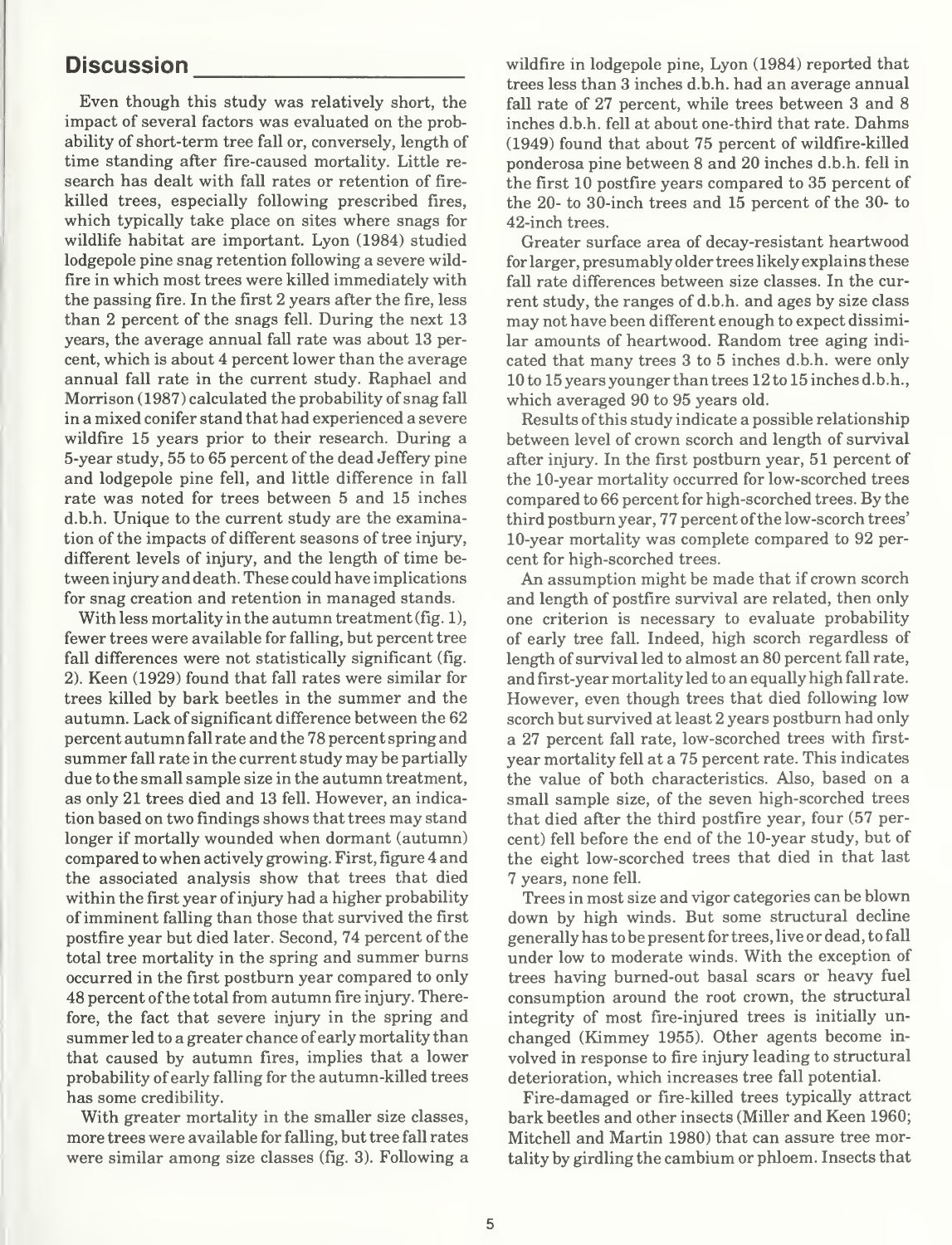## Discussion

Even though this study was relatively short, the impact of several factors was evaluated on the probability of short-term tree fall or, conversely, length of time standing after fire-caused mortality. Little research has dealt with fall rates or retention of fire-killed trees, especially following prescribed fires, which typically take place on sites where snags for wildlife habitat are important. Lyon (1984) studied lodgepole pine snag retention following a severe wildfire in which most trees were killed immediately with the passing fire. In the first 2 years after the fire, less than 2 percent of the snags fell. During the next 13 years, the average annual fall rate was about 13 percent, which is about 4 percent lower than the average annual fall rate in the current study. Raphael and Morrison (1987) calculated the probability of snag fall in a mixed conifer stand that had experienced a severe wildfire 15 years prior to their research. During a 5-year study, 55 to 65 percent of the dead Jeffery pine and lodgepole pine fell, and little difference in fall rate was noted for trees between 5 and 15 inches d.b.h. Unique to the current study are the examination of the impacts of different seasons of tree injury, different levels of injury, and the length of time between injury and death. These could have implications for snag creation and retention in managed stands.

With less mortality in the autumn treatment (fig. 1), fewer trees were available for falling, but percent tree fall differences were not statistically significant (fig. 2). Keen (1929) found that fall rates were similar for trees killed by bark beetles in the summer and the autumn. Lack of significant difference between the 62 percent autumn fall rate and the 78 percent spring and summer fall rate in the current study may be partially due to the small sample size in the autumn treatment, as only 21 trees died and 13 fell. However, an indication based on two findings shows that trees may stand longer if mortally wounded when dormant (autumn) compared to when actively growing. First, figure 4 and the associated analysis show that trees that died within the first year of injury had a higher probability of imminent falling than those that survived the first postfire year but died later. Second, 74 percent of the total tree mortality in the spring and summer burns occurred in the first postburn year compared to only 48 percent of the total from autumn fire injury. Therefore, the fact that severe injury in the spring and summer led to a greater chance of early mortality than that caused by autumn fires, implies that a lower probability of early falling for the autumn-killed trees has some credibility.

With greater mortality in the smaller size classes, more trees were available for falling, but tree fall rates were similar among size classes (fig. 3). Following a wildfire in lodgepole pine, Lyon (1984) reported that trees less than 3 inches d.b.h. had an average annual fall rate of 27 percent, while trees between 3 and 8 inches d.b.h. fell at about one-third that rate. Dahms (1949) found that about 75 percent of wildfire-killed ponderosa pine between 8 and 20 inches d.b.h. fell in the first 10 postfire years compared to 35 percent of the 20- to 30-inch trees and 15 percent of the 30- to 42-inch trees.

Greater surface area of decay-resistant heartwood for larger, presumably older trees likely explains these fall rate differences between size classes. In the current study, the ranges of d.b.h. and ages by size class may not have been different enough to expect dissimilar amounts of heartwood. Random tree aging indicated that many trees 3 to 5 inches d.b.h. were only 10 to 15 years younger than trees 12 to 15 inches d.b.h., which averaged 90 to 95 years old.

Results of this study indicate a possible relationship between level of crown scorch and length of survival after injury. In the first postburn year, 51 percent of the 10-year mortality occurred for low-scorched trees compared to 66 percent for high-scorched trees. By the third postburn year, 77 percent of the low-scorch trees' 10-year mortality was complete compared to 92 percent for high-scorched trees.

An assumption might be made that if crown scorch and length of postfire survival are related, then only one criterion is necessary to evaluate probability of early tree fall. Indeed, high scorch regardless of length of survival led to almost an 80 percent fall rate, and first-year mortality led to an equally high fall rate. However, even though trees that died following low scorch but survived at least 2 years postburn had only a 27 percent fall rate, low-scorched trees with first-year mortality fell at a 75 percent rate. This indicates the value of both characteristics. Also, based on a small sample size, of the seven high-scorched trees that died after the third postfire year, four (57 percent) fell before the end of the 10-year study, but of the eight low-scorched trees that died in that last 7 years, none fell.

Trees in most size and vigor categories can be blown down by high winds. But some structural decline generally has to be present for trees, live or dead, to fall under low to moderate winds. With the exception of trees having burned-out basal scars or heavy fuel consumption around the root crown, the structural integrity of most fire-injured trees is initially unchanged (Kimmey 1955). Other agents become involved in response to fire injury leading to structural deterioration, which increases tree fall potential.

Fire-damaged or fire-killed trees typically attract bark beetles and other insects (Miller and Keen 1960; Mitchell and Martin 1980) that can assure tree mortality by girdling the cambium or phloem. Insects that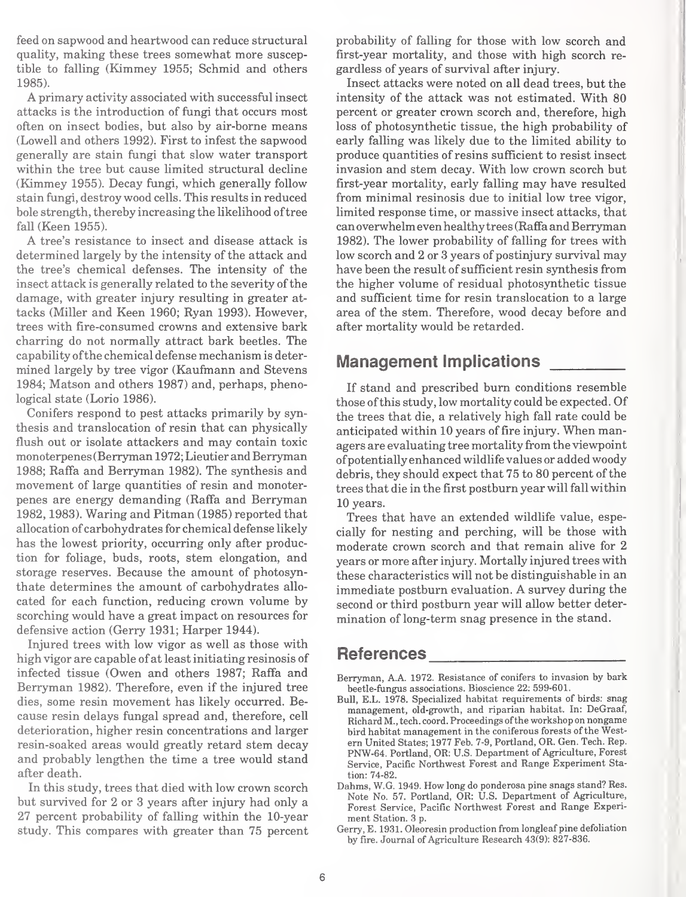feed on sapwood and heartwood can reduce structural quality, making these trees somewhat more susceptible to falling (Kimmey 1955; Schmid and others 1985).

A primary activity associated with successful insect attacks is the introduction of fungi that occurs most often on insect bodies, but also by air-borne means (Lowell and others 1992). First to infest the sapwood generally are stain fungi that slow water transport within the tree but cause limited structural decline (Kimmey 1955). Decay fungi, which generally follow stain fungi, destroy wood cells. This results in reduced bole strength, thereby increasing the likelihood of tree fall (Keen 1955).

A tree's resistance to insect and disease attack is determined largely by the intensity of the attack and the tree's chemical defenses. The intensity of the insect attack is generally related to the severity of the damage, with greater injury resulting in greater attacks (Miller and Keen 1960; Ryan 1993). However, trees with fire-consumed crowns and extensive bark charring do not normally attract bark beetles. The capability of the chemical defense mechanism is determined largely by tree vigor (Kaufmann and Stevens 1984; Matson and others 1987) and, perhaps, phenological state (Lorio 1986).

Conifers respond to pest attacks primarily by synthesis and translocation of resin that can physically flush out or isolate attackers and may contain toxic monoterpenes (Berryman 1972; Lieutier and Berryman 1988; Raffa and Berryman 1982). The synthesis and movement of large quantities of resin and monoterpenes are energy demanding (Raffa and Berryman 1982, 1983). Waring and Pitman (1985) reported that allocation of carbohydrates for chemical defense likely has the lowest priority, occurring only after production for foliage, buds, roots, stem elongation, and storage reserves. Because the amount of photosynthate determines the amount of carbohydrates allocated for each function, reducing crown volume by scorching would have a great impact on resources for defensive action (Gerry 1931; Harper 1944).

Injured trees with low vigor as well as those with high vigor are capable of at least initiating resinosis of infected tissue (Owen and others 1987; Raffa and Berryman 1982). Therefore, even if the injured tree dies, some resin movement has likely occurred. Because resin delays fungal spread and, therefore, cell deterioration, higher resin concentrations and larger resin-soaked areas would greatly retard stem decay and probably lengthen the time a tree would stand after death.

In this study, trees that died with low crown scorch but survived for 2 or 3 years after injury had only a 27 percent probability of falling within the 10-year study. This compares with greater than 75 percent probability of falling for those with low scorch and first-year mortality, and those with high scorch regardless of years of survival after injury.

Insect attacks were noted on all dead trees, but the intensity of the attack was not estimated. With 80 percent or greater crown scorch and, therefore, high loss of photosynthetic tissue, the high probability of early falling was likely due to the limited ability to produce quantities of resins sufficient to resist insect invasion and stem decay. With low crown scorch but first-year mortality, early falling may have resulted from minimal resinosis due to initial low tree vigor, limited response time, or massive insect attacks, that can overwhelm even healthy trees (Raffa and Berryman 1982). The lower probability of falling for trees with low scorch and 2 or 3 years of postinjury survival may have been the result of sufficient resin synthesis from the higher volume of residual photosynthetic tissue and sufficient time for resin translocation to a large area of the stem. Therefore, wood decay before and after mortality would be retarded.

## Management Implications

If stand and prescribed burn conditions resemble those of this study, low mortality could be expected. Of the trees that die, a relatively high fall rate could be anticipated within 10 years of fire injury. When managers are evaluating tree mortality from the viewpoint of potentially enhanced wildlife values or added woody debris, they should expect that 75 to 80 percent of the trees that die in the first postburn year will fall within 10 years.

Trees that have an extended wildlife value, especially for nesting and perching, will be those with moderate crown scorch and that remain alive for 2 years or more after injury. Mortally injured trees with these characteristics will not be distinguishable in an immediate postburn evaluation. A survey during the second or third postburn year will allow better determination of long-term snag presence in the stand.

## References

Berryman, A.A. 1972. Resistance of conifers to invasion by bark beetle-fungus associations. Bioscience 22: 599-601.

Bull, E.L. 1978. Specialized habitat requirements of birds: snag management, old-growth, and riparian habitat. In: DeGraaf, Richard M., tech. coord. Proceedings of the workshop on nongame bird habitat management in the coniferous forests of the Western United States; 1977 Feb. 7-9, Portland, OR. Gen. Tech. Rep. PNW-64. Portland, OR: U.S. Department of Agriculture, Forest Service, Pacific Northwest Forest and Range Experiment Station: 74-82.

Dahms, W.G. 1949. How long do ponderosa pine snags stand? Res. Note No. 57. Portland, OR: U.S. Department of Agriculture, Forest Service, Pacific Northwest Forest and Range Experiment Station. 3 p.

Gerry, E. 1931. Oleoresin production from longleaf pine defoliation by fire. Journal of Agriculture Research 43(9): 827-836.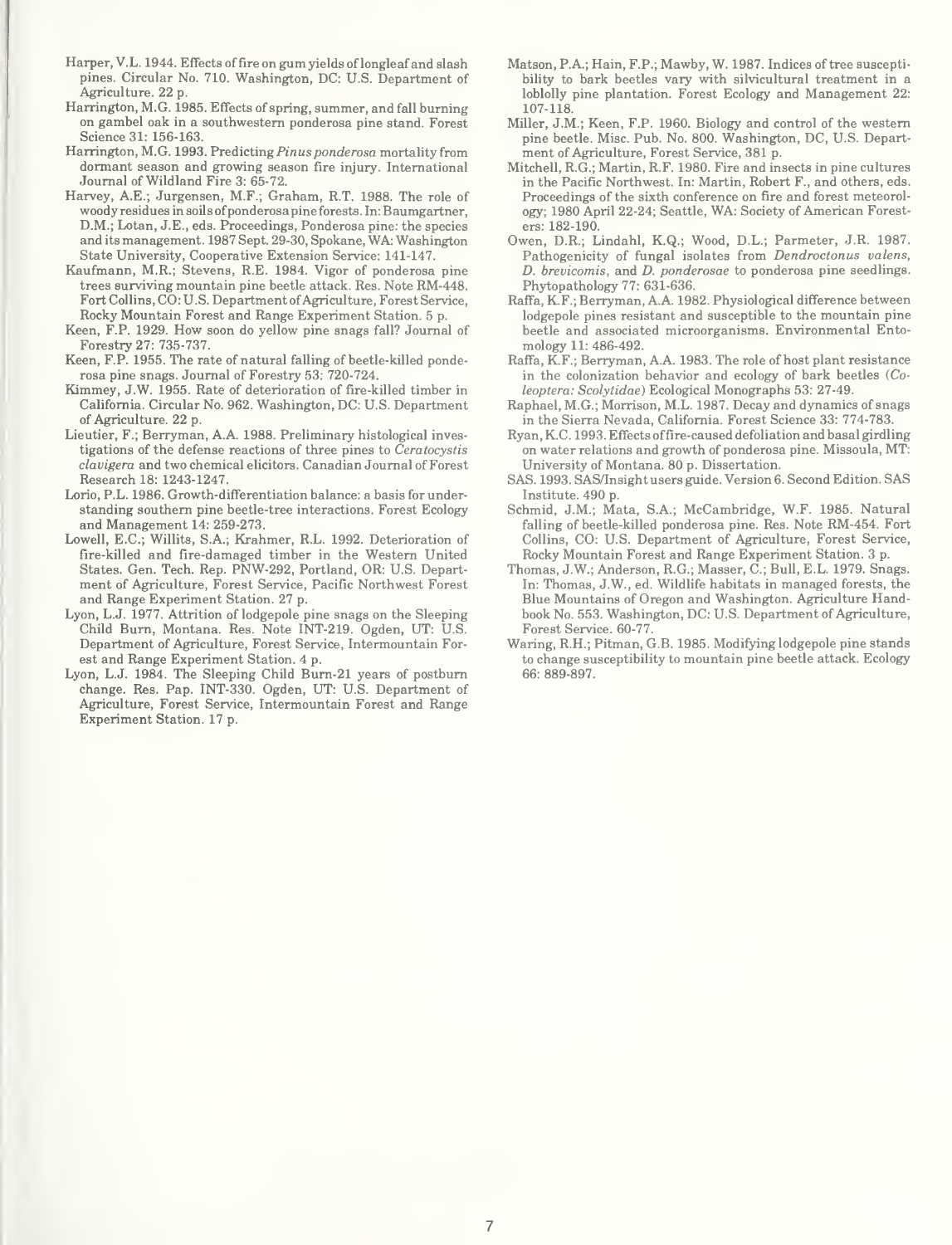Harper, V.L. 1944. Effects of fire on gum yields of longleaf and slash pines. Circular No. 710. Washington, DC: U.S. Department of Agriculture. 22 p.

Harrington, M.G. 1985. Effects of spring, summer, and fall burning on gambel oak in a southwestern ponderosa pine stand. Forest Science 31: 156-163.

Harrington, M.G. 1993. Predicting *Pinus ponderosa* mortality from dormant season and growing season fire injury. International Journal of Wildland Fire 3: 65-72.

Harvey, A.E.; Jurgensen, M.F.; Graham, R.T. 1988. The role of woody residues in soils of ponderosa pine forests. In: Baumgartner, D.M.; Lotan, J.E., eds. Proceedings, Ponderosa pine: the species and its management. 1987 Sept. 29-30, Spokane, WA: Washington State University, Cooperative Extension Service: 141-147.

Kaufmann, M.R.; Stevens, R.E. 1984. Vigor of ponderosa pine trees surviving mountain pine beetle attack. Res. Note RM-448. Fort Collins, CO: U.S. Department of Agriculture, Forest Service, Rocky Mountain Forest and Range Experiment Station. 5 p.

Keen, F.P. 1929. How soon do yellow pine snags fall? Journal of Forestry 27: 735-737.

Keen, F.P. 1955. The rate of natural falling of beetle-killed ponderosa pine snags. Journal of Forestry 53: 720-724.

Kimmey, J.W. 1955. Rate of deterioration of fire-killed timber in California. Circular No. 962. Washington, DC: U.S. Department of Agriculture. 22 p.

Lieutier, F.; Berryman, A.A. 1988. Preliminary histological investigations of the defense reactions of three pines to *Ceratocystis clavigera* and two chemical elicitors. Canadian Journal of Forest Research 18: 1243-1247.

Lorio, P.L. 1986. Growth-differentiation balance: a basis for understanding southern pine beetle-tree interactions. Forest Ecology and Management 14: 259-273.

Lowell, E.C.; Willits, S.A.; Krahmer, R.L. 1992. Deterioration of fire-killed and fire-damaged timber in the Western United States. Gen. Tech. Rep. PNW-292, Portland, OR: U.S. Department of Agriculture, Forest Service, Pacific Northwest Forest and Range Experiment Station. 27 p.

Lyon, L.J. 1977. Attrition of lodgepole pine snags on the Sleeping Child Burn, Montana. Res. Note INT-219. Ogden, UT: U.S. Department of Agriculture, Forest Service, Intermountain Forest and Range Experiment Station. 4 p.

Lyon, L.J. 1984. The Sleeping Child Burn-21 years of postburn change. Res. Pap. INT-330. Ogden, UT: U.S. Department of Agriculture, Forest Service, Intermountain Forest and Range Experiment Station. 17 p.

Matson, P.A.; Hain, F.P.; Mawby, W. 1987. Indices of tree susceptibility to bark beetles vary with silvicultural treatment in a loblolly pine plantation. Forest Ecology and Management 22: 107-118.

Miller, J.M.; Keen, F.P. 1960. Biology and control of the western pine beetle. Misc. Pub. No. 800. Washington, DC, U.S. Department of Agriculture, Forest Service, 381 p.

Mitchell, R.G.; Martin, R.F. 1980. Fire and insects in pine cultures in the Pacific Northwest. In: Martin, Robert F., and others, eds. Proceedings of the sixth conference on fire and forest meteorology; 1980 April 22-24; Seattle, WA: Society of American Foresters: 182-190.

Owen, D.R.; Lindahl, K.Q.; Wood, D.L.; Parmeter, J.R. 1987. Pathogenicity of fungal isolates from *Dendroctonus valens*, *D. brevicomis*, and *D. ponderosae* to ponderosa pine seedlings. Phytopathology 77: 631-636.

Raffa, K.F.; Berryman, A.A. 1982. Physiological difference between lodgepole pines resistant and susceptible to the mountain pine beetle and associated microorganisms. Environmental Entomology 11: 486-492.

Raffa, K.F.; Berryman, A.A. 1983. The role of host plant resistance in the colonization behavior and ecology of bark beetles (*Coleoptera: Scolytidae*) Ecological Monographs 53: 27-49.

Raphael, M.G.; Morrison, M.L. 1987. Decay and dynamics of snags in the Sierra Nevada, California. Forest Science 33: 774-783.

Ryan, K.C. 1993. Effects of fire-caused defoliation and basal girdling on water relations and growth of ponderosa pine. Missoula, MT: University of Montana. 80 p. Dissertation.

SAS. 1993. SAS/Insight users guide. Version 6. Second Edition. SAS Institute. 490 p.

Schmid, J.M.; Mata, S.A.; McCambridge, W.F. 1985. Natural falling of beetle-killed ponderosa pine. Res. Note RM-454. Fort Collins, CO: U.S. Department of Agriculture, Forest Service, Rocky Mountain Forest and Range Experiment Station. 3 p.

Thomas, J.W.; Anderson, R.G.; Masser, C.; Bull, E.L. 1979. Snags. In: Thomas, J.W., ed. Wildlife habitats in managed forests, the Blue Mountains of Oregon and Washington. Agriculture Handbook No. 553. Washington, DC: U.S. Department of Agriculture, Forest Service. 60-77.

Waring, R.H.; Pitman, G.B. 1985. Modifying lodgepole pine stands to change susceptibility to mountain pine beetle attack. Ecology 66: 889-897.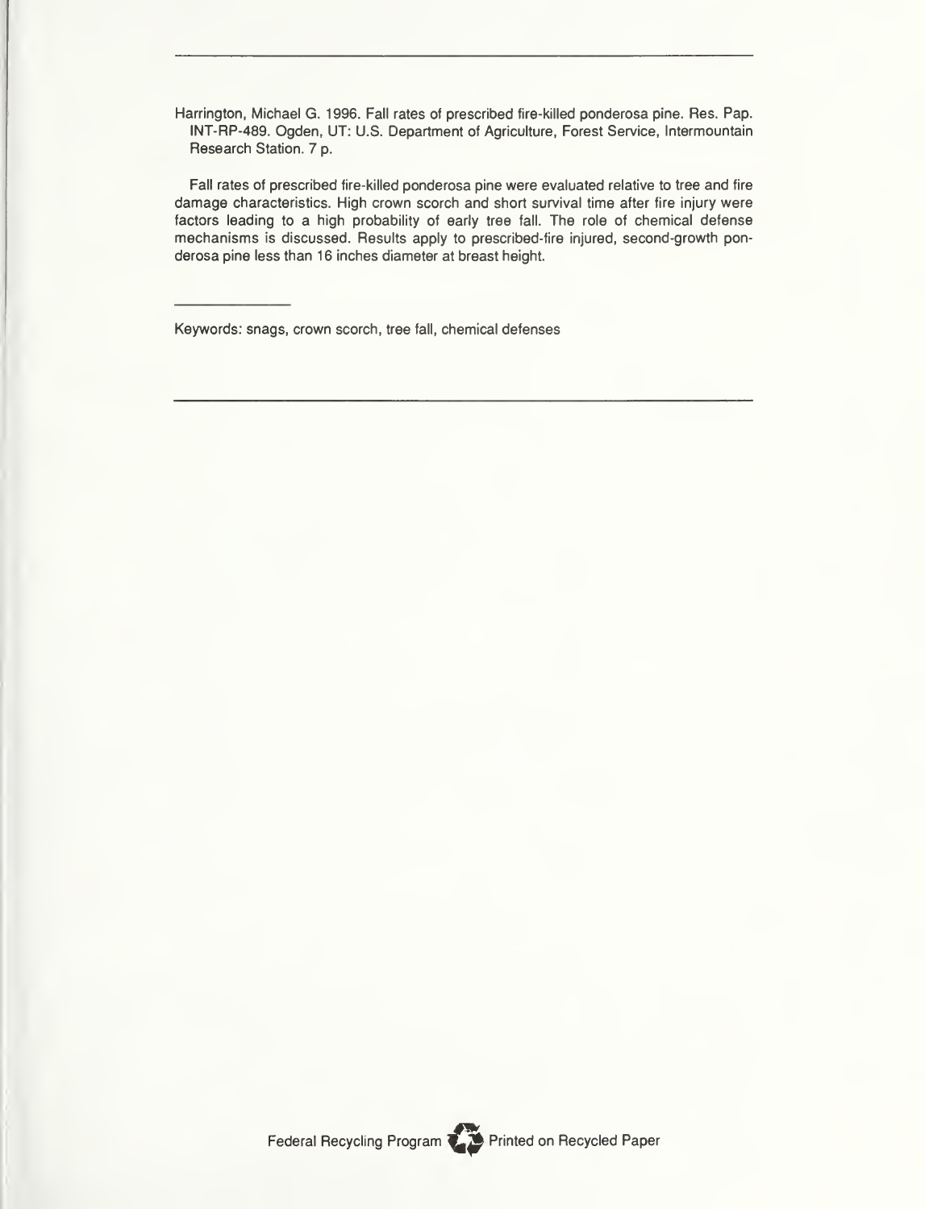---

Harrington, Michael G. 1996. Fall rates of prescribed fire-killed ponderosa pine. Res. Pap. INT-RP-489. Ogden, UT: U.S. Department of Agriculture, Forest Service, Intermountain Research Station. 7 p.

Fall rates of prescribed fire-killed ponderosa pine were evaluated relative to tree and fire damage characteristics. High crown scorch and short survival time after fire injury were factors leading to a high probability of early tree fall. The role of chemical defense mechanisms is discussed. Results apply to prescribed-fire injured, second-growth ponderosa pine less than 16 inches diameter at breast height.

---

Keywords: snags, crown scorch, tree fall, chemical defenses

---

Federal Recycling Program Printed on Recycled Paper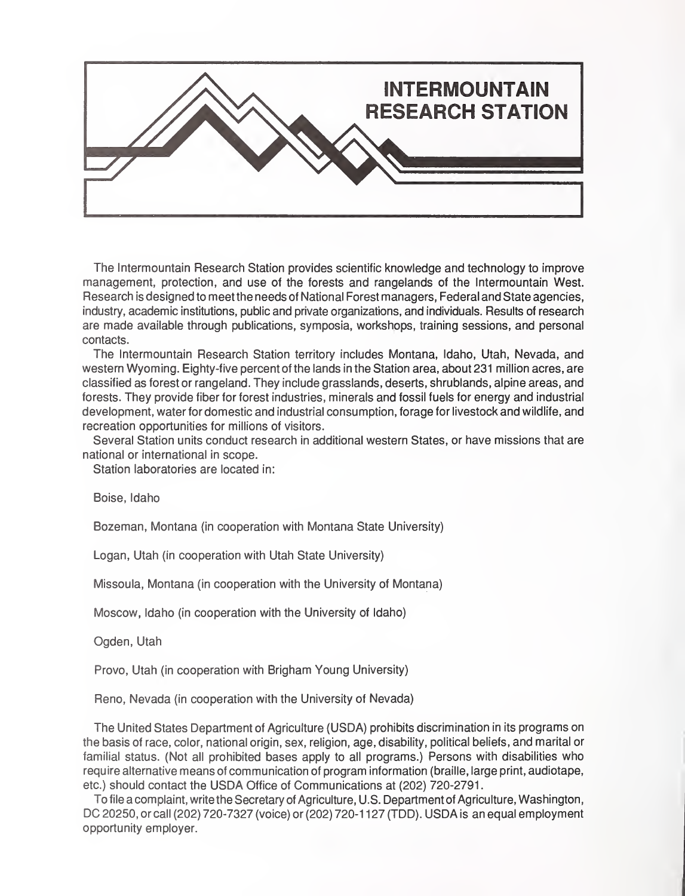# INTERMOUNTAIN RESEARCH STATION

The Intermountain Research Station provides scientific knowledge and technology to improve management, protection, and use of the forests and rangelands of the Intermountain West. Research is designed to meet the needs of National Forest managers, Federal and State agencies, industry, academic institutions, public and private organizations, and individuals. Results of research are made available through publications, symposia, workshops, training sessions, and personal contacts.

The Intermountain Research Station territory includes Montana, Idaho, Utah, Nevada, and western Wyoming. Eighty-five percent of the lands in the Station area, about 231 million acres, are classified as forest or rangeland. They include grasslands, deserts, shrublands, alpine areas, and forests. They provide fiber for forest industries, minerals and fossil fuels for energy and industrial development, water for domestic and industrial consumption, forage for livestock and wildlife, and recreation opportunities for millions of visitors.

Several Station units conduct research in additional western States, or have missions that are national or international in scope.

Station laboratories are located in:

Boise, Idaho

Bozeman, Montana (in cooperation with Montana State University)

Logan, Utah (in cooperation with Utah State University)

Missoula, Montana (in cooperation with the University of Montana)

Moscow, Idaho (in cooperation with the University of Idaho)

Ogden, Utah

Provo, Utah (in cooperation with Brigham Young University)

Reno, Nevada (in cooperation with the University of Nevada)

The United States Department of Agriculture (USDA) prohibits discrimination in its programs on the basis of race, color, national origin, sex, religion, age, disability, political beliefs, and marital or familial status. (Not all prohibited bases apply to all programs.) Persons with disabilities who require alternative means of communication of program information (braille, large print, audiotape, etc.) should contact the USDA Office of Communications at (202) 720-2791.

To file a complaint, write the Secretary of Agriculture, U.S. Department of Agriculture, Washington, DC 20250, or call (202) 720-7327 (voice) or (202) 720-1127 (TDD). USDA is an equal employment opportunity employer.